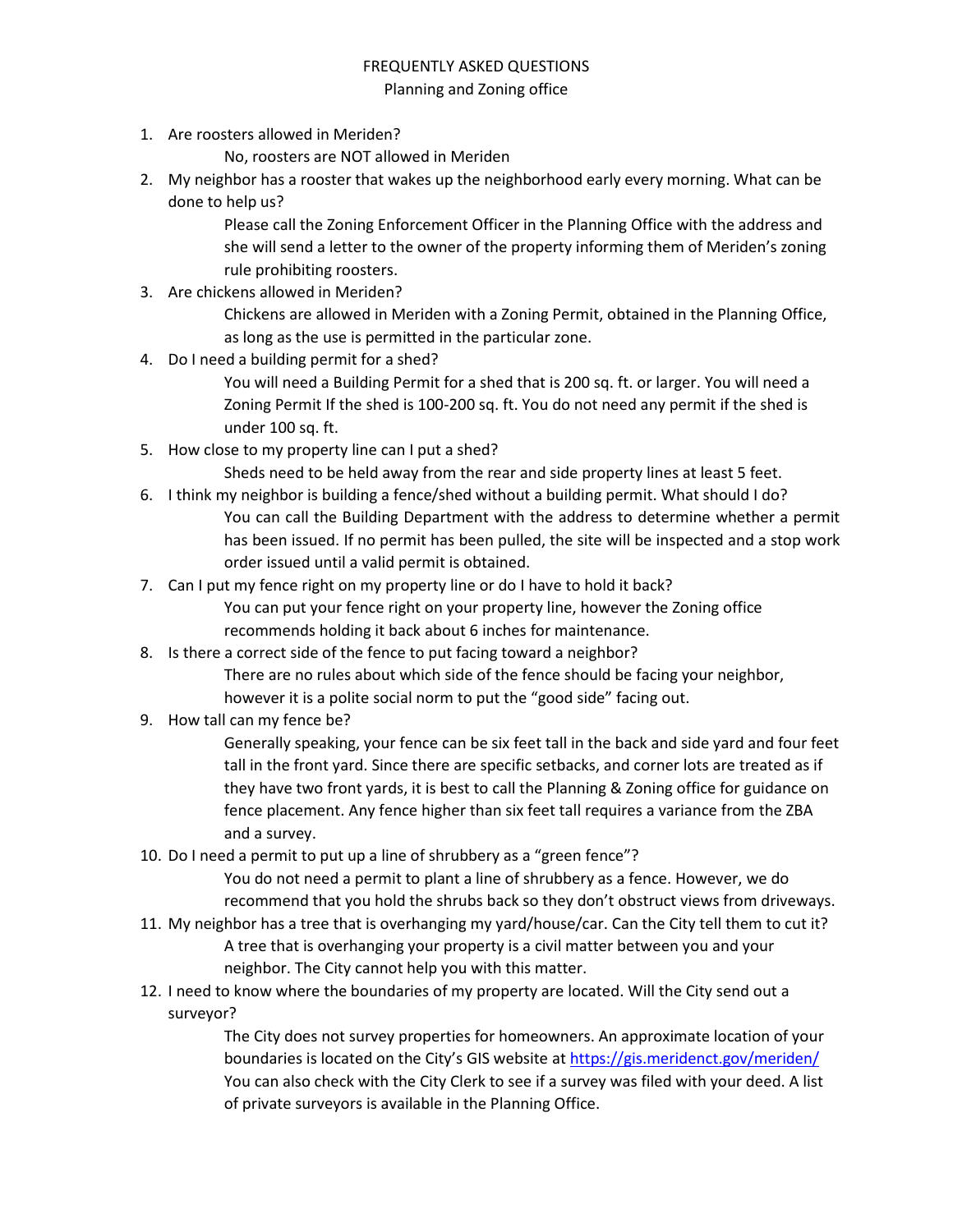FREQUENTLY ASKED QUESTIONS

Planning and Zoning office

1. Are roosters allowed in Meriden?

   No, roosters are NOT allowed in Meriden

2. My neighbor has a rooster that wakes up the neighborhood early every morning. What can be done to help us?

   Please call the Zoning Enforcement Officer in the Planning Office with the address and she will send a letter to the owner of the property informing them of Meriden's zoning rule prohibiting roosters.

3. Are chickens allowed in Meriden?

   Chickens are allowed in Meriden with a Zoning Permit, obtained in the Planning Office, as long as the use is permitted in the particular zone.

4. Do I need a building permit for a shed?

   You will need a Building Permit for a shed that is 200 sq. ft. or larger. You will need a Zoning Permit If the shed is 100-200 sq. ft. You do not need any permit if the shed is under 100 sq. ft.

5. How close to my property line can I put a shed?

   Sheds need to be held away from the rear and side property lines at least 5 feet.

6. I think my neighbor is building a fence/shed without a building permit. What should I do?

   You can call the Building Department with the address to determine whether a permit has been issued. If no permit has been pulled, the site will be inspected and a stop work order issued until a valid permit is obtained.

7. Can I put my fence right on my property line or do I have to hold it back?

   You can put your fence right on your property line, however the Zoning office recommends holding it back about 6 inches for maintenance.

8. Is there a correct side of the fence to put facing toward a neighbor?

   There are no rules about which side of the fence should be facing your neighbor, however it is a polite social norm to put the "good side" facing out.

9. How tall can my fence be?

   Generally speaking, your fence can be six feet tall in the back and side yard and four feet tall in the front yard. Since there are specific setbacks, and corner lots are treated as if they have two front yards, it is best to call the Planning & Zoning office for guidance on fence placement. Any fence higher than six feet tall requires a variance from the ZBA and a survey.

10. Do I need a permit to put up a line of shrubbery as a "green fence"?

    You do not need a permit to plant a line of shrubbery as a fence. However, we do recommend that you hold the shrubs back so they don't obstruct views from driveways.

11. My neighbor has a tree that is overhanging my yard/house/car. Can the City tell them to cut it?

    A tree that is overhanging your property is a civil matter between you and your neighbor. The City cannot help you with this matter.

12. I need to know where the boundaries of my property are located. Will the City send out a surveyor?

    The City does not survey properties for homeowners. An approximate location of your boundaries is located on the City's GIS website at https://gis.meridenct.gov/meriden/ You can also check with the City Clerk to see if a survey was filed with your deed. A list of private surveyors is available in the Planning Office.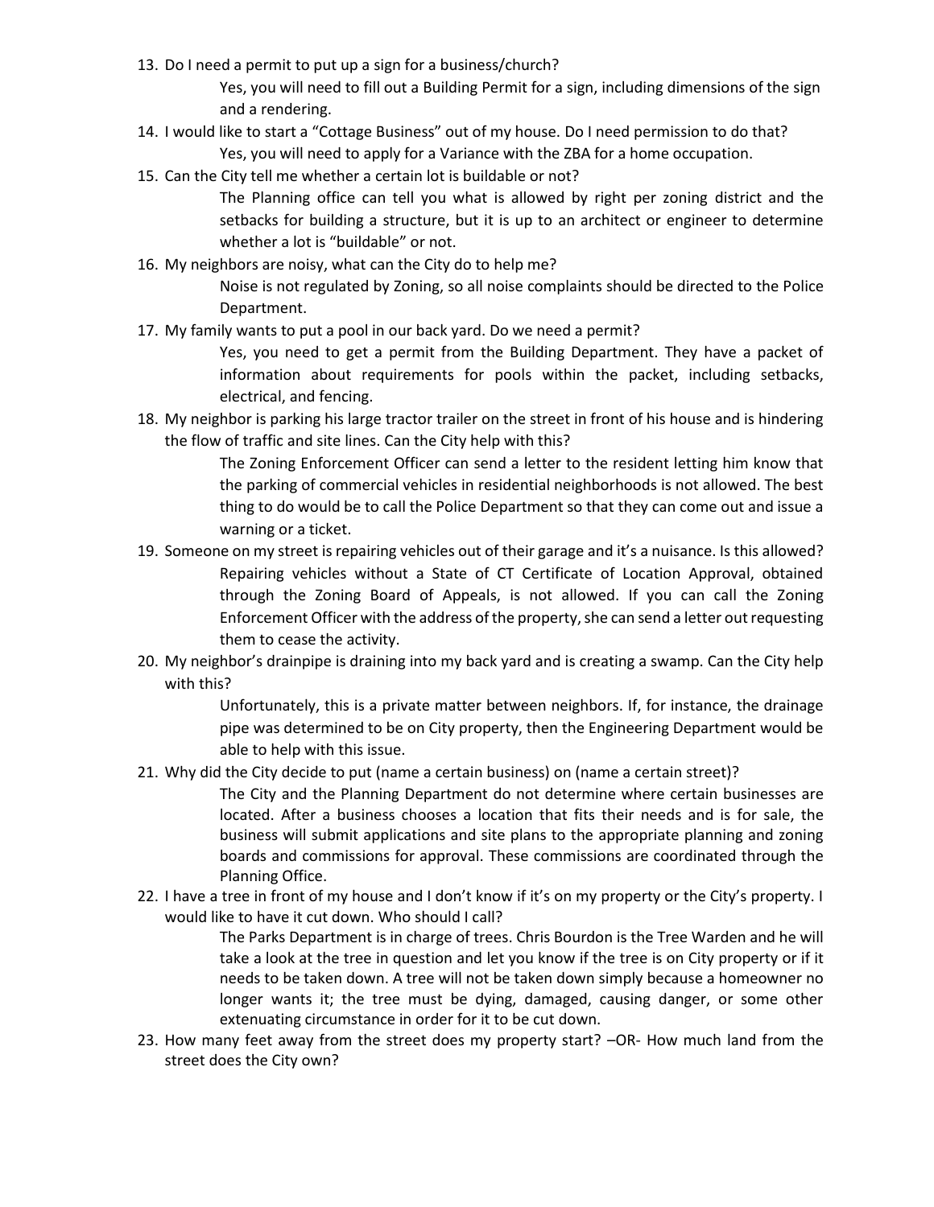13. Do I need a permit to put up a sign for a business/church?

    Yes, you will need to fill out a Building Permit for a sign, including dimensions of the sign and a rendering.

14. I would like to start a "Cottage Business" out of my house. Do I need permission to do that?

    Yes, you will need to apply for a Variance with the ZBA for a home occupation.

15. Can the City tell me whether a certain lot is buildable or not?

    The Planning office can tell you what is allowed by right per zoning district and the setbacks for building a structure, but it is up to an architect or engineer to determine whether a lot is "buildable" or not.

16. My neighbors are noisy, what can the City do to help me?

    Noise is not regulated by Zoning, so all noise complaints should be directed to the Police Department.

17. My family wants to put a pool in our back yard. Do we need a permit?

    Yes, you need to get a permit from the Building Department. They have a packet of information about requirements for pools within the packet, including setbacks, electrical, and fencing.

18. My neighbor is parking his large tractor trailer on the street in front of his house and is hindering the flow of traffic and site lines. Can the City help with this?

    The Zoning Enforcement Officer can send a letter to the resident letting him know that the parking of commercial vehicles in residential neighborhoods is not allowed. The best thing to do would be to call the Police Department so that they can come out and issue a warning or a ticket.

19. Someone on my street is repairing vehicles out of their garage and it's a nuisance. Is this allowed?

    Repairing vehicles without a State of CT Certificate of Location Approval, obtained through the Zoning Board of Appeals, is not allowed. If you can call the Zoning Enforcement Officer with the address of the property, she can send a letter out requesting them to cease the activity.

20. My neighbor's drainpipe is draining into my back yard and is creating a swamp. Can the City help with this?

    Unfortunately, this is a private matter between neighbors. If, for instance, the drainage pipe was determined to be on City property, then the Engineering Department would be able to help with this issue.

21. Why did the City decide to put (name a certain business) on (name a certain street)?

    The City and the Planning Department do not determine where certain businesses are located. After a business chooses a location that fits their needs and is for sale, the business will submit applications and site plans to the appropriate planning and zoning boards and commissions for approval. These commissions are coordinated through the Planning Office.

22. I have a tree in front of my house and I don't know if it's on my property or the City's property. I would like to have it cut down. Who should I call?

    The Parks Department is in charge of trees. Chris Bourdon is the Tree Warden and he will take a look at the tree in question and let you know if the tree is on City property or if it needs to be taken down. A tree will not be taken down simply because a homeowner no longer wants it; the tree must be dying, damaged, causing danger, or some other extenuating circumstance in order for it to be cut down.

23. How many feet away from the street does my property start? –OR- How much land from the street does the City own?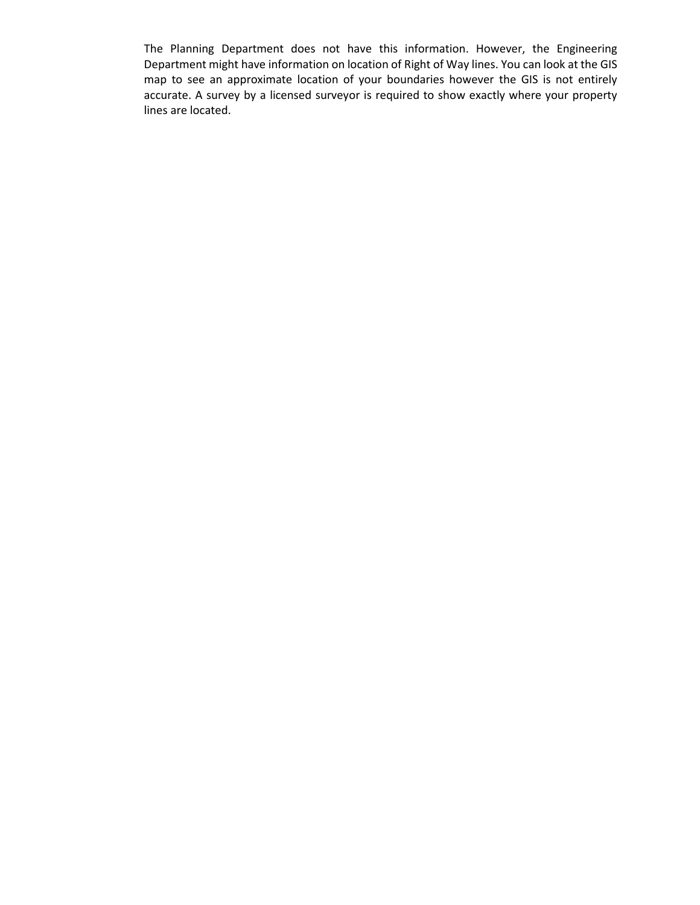The Planning Department does not have this information. However, the Engineering Department might have information on location of Right of Way lines. You can look at the GIS map to see an approximate location of your boundaries however the GIS is not entirely accurate. A survey by a licensed surveyor is required to show exactly where your property lines are located.